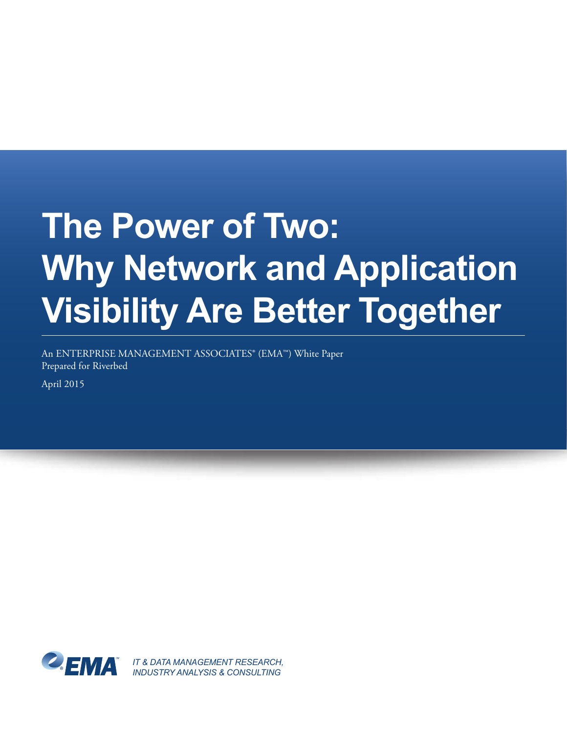# The Power of Two: Why Network and Application Visibility Are Better Together

An ENTERPRISE MANAGEMENT ASSOCIATES® (EMA™) White Paper
Prepared for Riverbed

April 2015

IT & DATA MANAGEMENT RESEARCH, INDUSTRY ANALYSIS & CONSULTING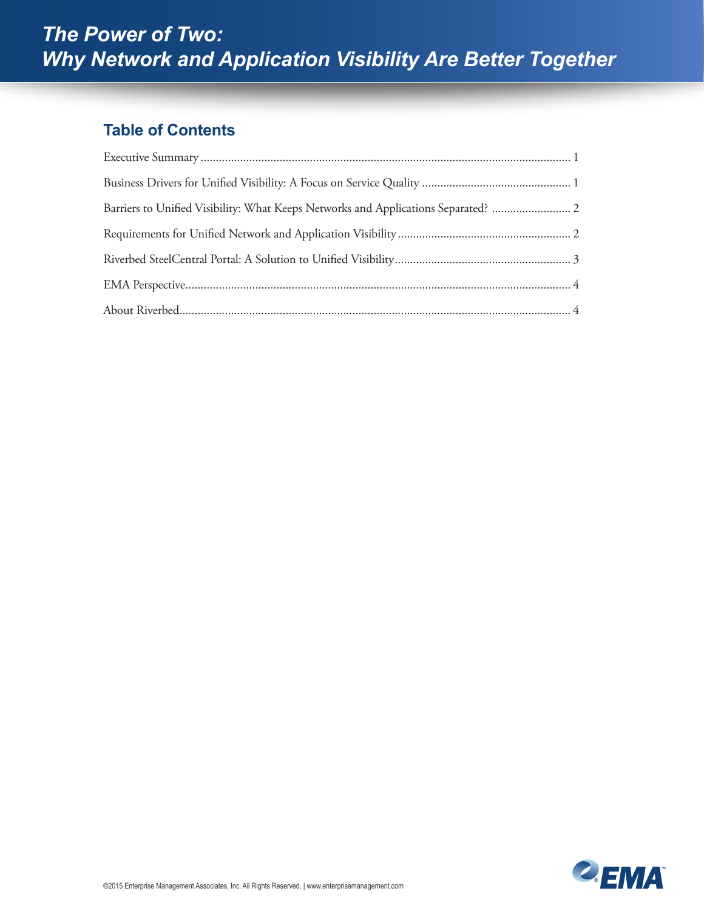# The Power of Two: Why Network and Application Visibility Are Better Together

## Table of Contents

Executive Summary ........................................................................................................................ 1

Business Drivers for Unified Visibility: A Focus on Service Quality ................................................ 1

Barriers to Unified Visibility: What Keeps Networks and Applications Separated? ......................... 2

Requirements for Unified Network and Application Visibility ........................................................ 2

Riverbed SteelCentral Portal: A Solution to Unified Visibility......................................................... 3

EMA Perspective............................................................................................................................ 4

About Riverbed.............................................................................................................................. 4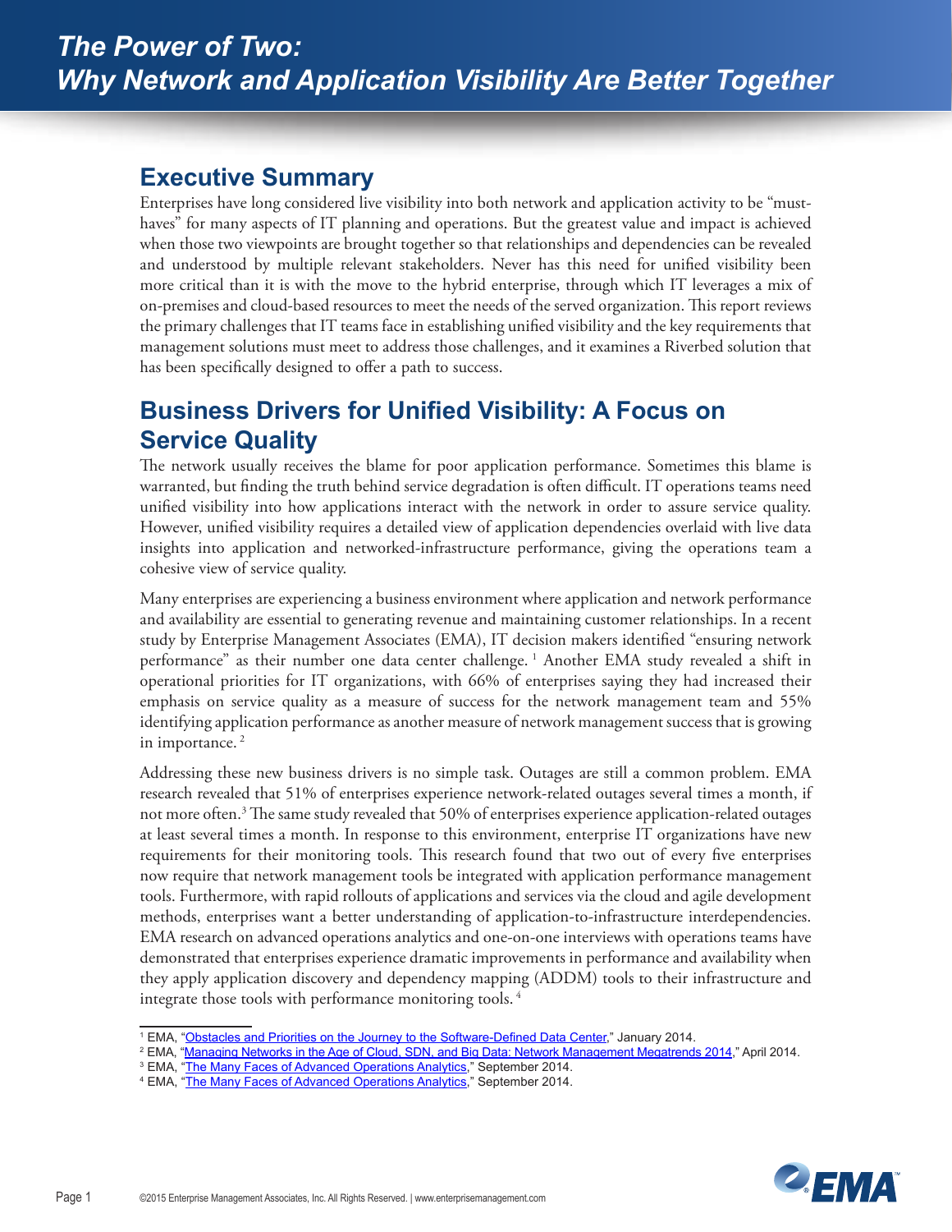# The Power of Two: Why Network and Application Visibility Are Better Together

## Executive Summary

Enterprises have long considered live visibility into both network and application activity to be "must-haves" for many aspects of IT planning and operations. But the greatest value and impact is achieved when those two viewpoints are brought together so that relationships and dependencies can be revealed and understood by multiple relevant stakeholders. Never has this need for unified visibility been more critical than it is with the move to the hybrid enterprise, through which IT leverages a mix of on-premises and cloud-based resources to meet the needs of the served organization. This report reviews the primary challenges that IT teams face in establishing unified visibility and the key requirements that management solutions must meet to address those challenges, and it examines a Riverbed solution that has been specifically designed to offer a path to success.

## Business Drivers for Unified Visibility: A Focus on Service Quality

The network usually receives the blame for poor application performance. Sometimes this blame is warranted, but finding the truth behind service degradation is often difficult. IT operations teams need unified visibility into how applications interact with the network in order to assure service quality. However, unified visibility requires a detailed view of application dependencies overlaid with live data insights into application and networked-infrastructure performance, giving the operations team a cohesive view of service quality.

Many enterprises are experiencing a business environment where application and network performance and availability are essential to generating revenue and maintaining customer relationships. In a recent study by Enterprise Management Associates (EMA), IT decision makers identified "ensuring network performance" as their number one data center challenge. [1] Another EMA study revealed a shift in operational priorities for IT organizations, with 66% of enterprises saying they had increased their emphasis on service quality as a measure of success for the network management team and 55% identifying application performance as another measure of network management success that is growing in importance. [2]

Addressing these new business drivers is no simple task. Outages are still a common problem. EMA research revealed that 51% of enterprises experience network-related outages several times a month, if not more often.[3] The same study revealed that 50% of enterprises experience application-related outages at least several times a month. In response to this environment, enterprise IT organizations have new requirements for their monitoring tools. This research found that two out of every five enterprises now require that network management tools be integrated with application performance management tools. Furthermore, with rapid rollouts of applications and services via the cloud and agile development methods, enterprises want a better understanding of application-to-infrastructure interdependencies. EMA research on advanced operations analytics and one-on-one interviews with operations teams have demonstrated that enterprises experience dramatic improvements in performance and availability when they apply application discovery and dependency mapping (ADDM) tools to their infrastructure and integrate those tools with performance monitoring tools. [4]

---

[1] EMA, "Obstacles and Priorities on the Journey to the Software-Defined Data Center," January 2014.

[2] EMA, "Managing Networks in the Age of Cloud, SDN, and Big Data: Network Management Megatrends 2014," April 2014.

[3] EMA, "The Many Faces of Advanced Operations Analytics," September 2014.

[4] EMA, "The Many Faces of Advanced Operations Analytics," September 2014.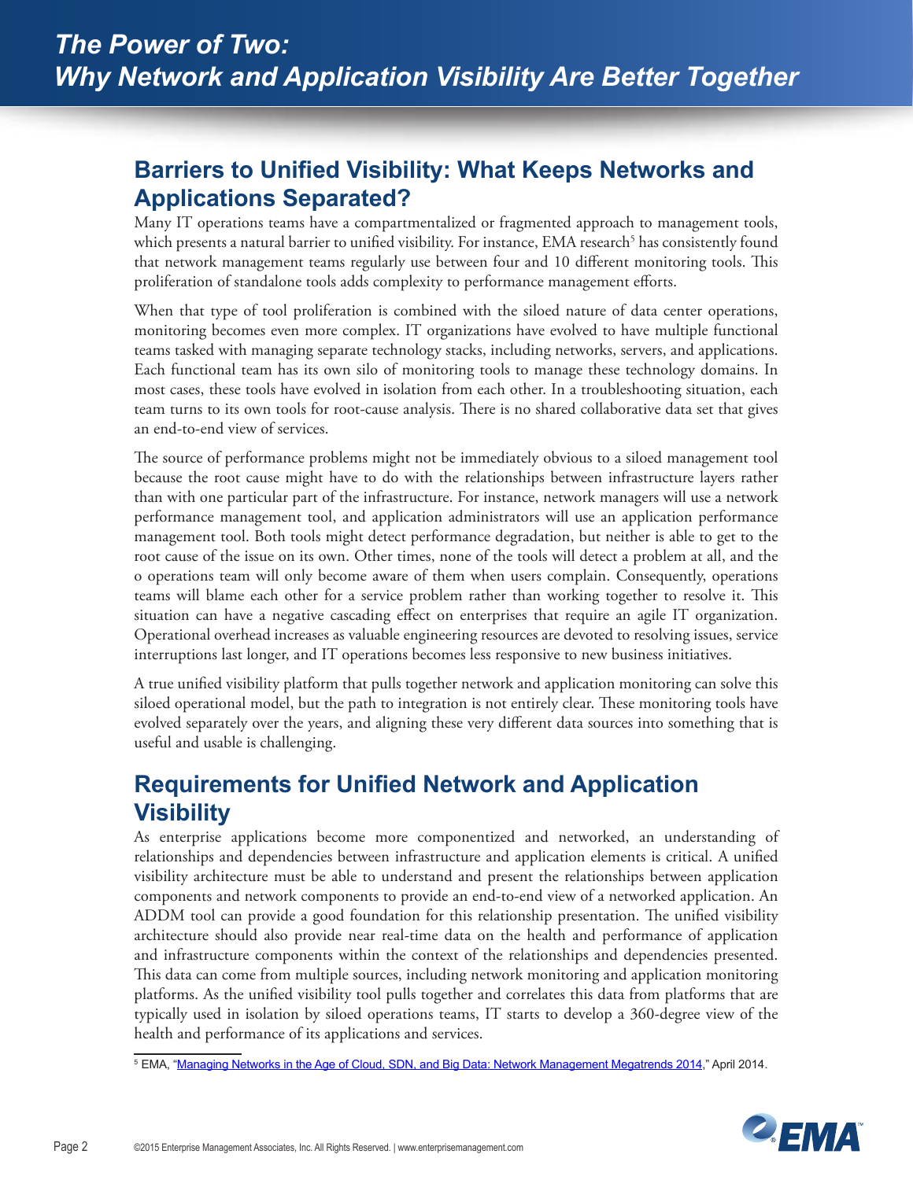## Barriers to Unified Visibility: What Keeps Networks and Applications Separated?

Many IT operations teams have a compartmentalized or fragmented approach to management tools, which presents a natural barrier to unified visibility. For instance, EMA research[5] has consistently found that network management teams regularly use between four and 10 different monitoring tools. This proliferation of standalone tools adds complexity to performance management efforts.

When that type of tool proliferation is combined with the siloed nature of data center operations, monitoring becomes even more complex. IT organizations have evolved to have multiple functional teams tasked with managing separate technology stacks, including networks, servers, and applications. Each functional team has its own silo of monitoring tools to manage these technology domains. In most cases, these tools have evolved in isolation from each other. In a troubleshooting situation, each team turns to its own tools for root-cause analysis. There is no shared collaborative data set that gives an end-to-end view of services.

The source of performance problems might not be immediately obvious to a siloed management tool because the root cause might have to do with the relationships between infrastructure layers rather than with one particular part of the infrastructure. For instance, network managers will use a network performance management tool, and application administrators will use an application performance management tool. Both tools might detect performance degradation, but neither is able to get to the root cause of the issue on its own. Other times, none of the tools will detect a problem at all, and the o operations team will only become aware of them when users complain. Consequently, operations teams will blame each other for a service problem rather than working together to resolve it. This situation can have a negative cascading effect on enterprises that require an agile IT organization. Operational overhead increases as valuable engineering resources are devoted to resolving issues, service interruptions last longer, and IT operations becomes less responsive to new business initiatives.

A true unified visibility platform that pulls together network and application monitoring can solve this siloed operational model, but the path to integration is not entirely clear. These monitoring tools have evolved separately over the years, and aligning these very different data sources into something that is useful and usable is challenging.

## Requirements for Unified Network and Application Visibility

As enterprise applications become more componentized and networked, an understanding of relationships and dependencies between infrastructure and application elements is critical. A unified visibility architecture must be able to understand and present the relationships between application components and network components to provide an end-to-end view of a networked application. An ADDM tool can provide a good foundation for this relationship presentation. The unified visibility architecture should also provide near real-time data on the health and performance of application and infrastructure components within the context of the relationships and dependencies presented. This data can come from multiple sources, including network monitoring and application monitoring platforms. As the unified visibility tool pulls together and correlates this data from platforms that are typically used in isolation by siloed operations teams, IT starts to develop a 360-degree view of the health and performance of its applications and services.

---

[5] EMA, "Managing Networks in the Age of Cloud, SDN, and Big Data: Network Management Megatrends 2014," April 2014.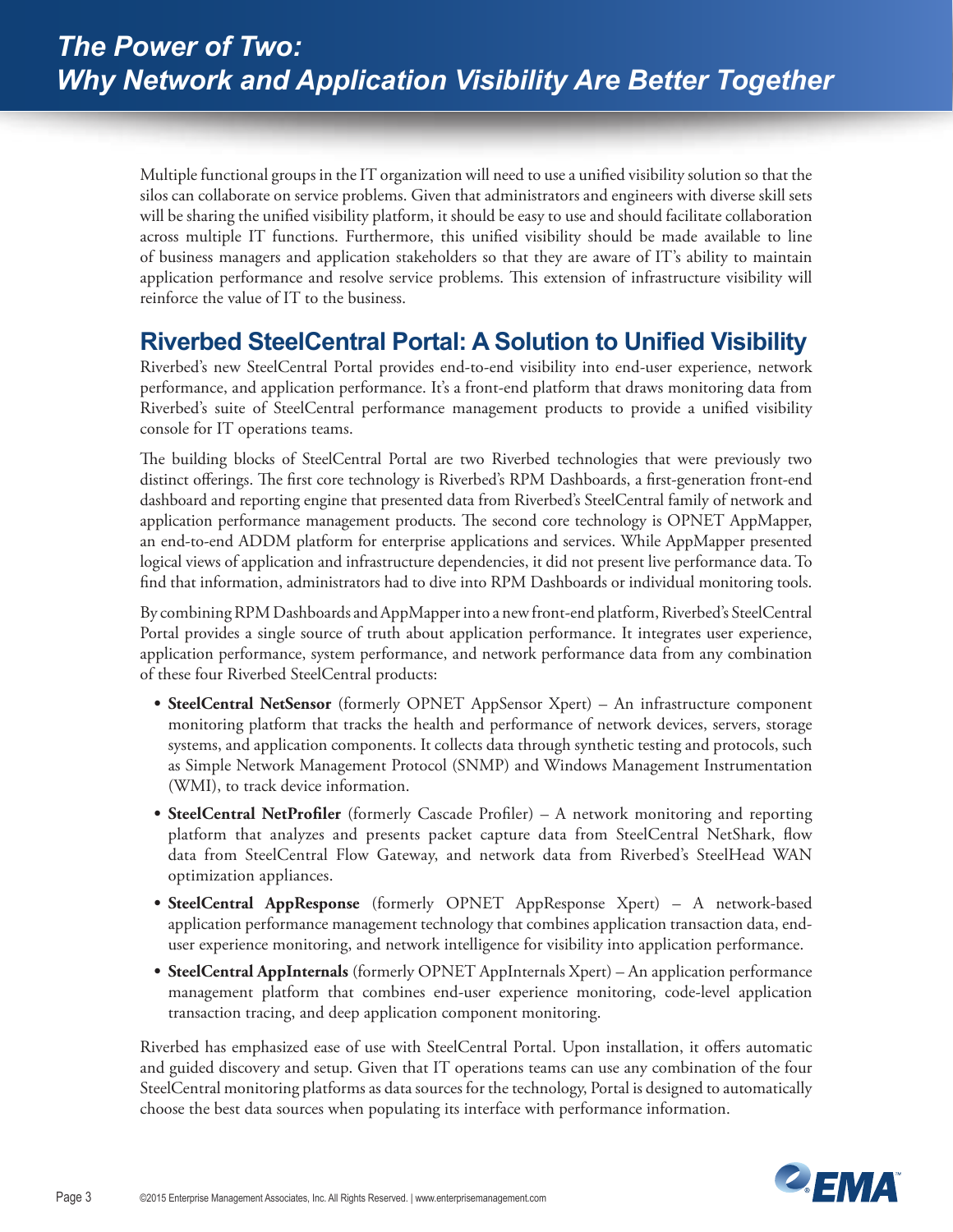Multiple functional groups in the IT organization will need to use a unified visibility solution so that the silos can collaborate on service problems. Given that administrators and engineers with diverse skill sets will be sharing the unified visibility platform, it should be easy to use and should facilitate collaboration across multiple IT functions. Furthermore, this unified visibility should be made available to line of business managers and application stakeholders so that they are aware of IT's ability to maintain application performance and resolve service problems. This extension of infrastructure visibility will reinforce the value of IT to the business.

## Riverbed SteelCentral Portal: A Solution to Unified Visibility

Riverbed's new SteelCentral Portal provides end-to-end visibility into end-user experience, network performance, and application performance. It's a front-end platform that draws monitoring data from Riverbed's suite of SteelCentral performance management products to provide a unified visibility console for IT operations teams.

The building blocks of SteelCentral Portal are two Riverbed technologies that were previously two distinct offerings. The first core technology is Riverbed's RPM Dashboards, a first-generation front-end dashboard and reporting engine that presented data from Riverbed's SteelCentral family of network and application performance management products. The second core technology is OPNET AppMapper, an end-to-end ADDM platform for enterprise applications and services. While AppMapper presented logical views of application and infrastructure dependencies, it did not present live performance data. To find that information, administrators had to dive into RPM Dashboards or individual monitoring tools.

By combining RPM Dashboards and AppMapper into a new front-end platform, Riverbed's SteelCentral Portal provides a single source of truth about application performance. It integrates user experience, application performance, system performance, and network performance data from any combination of these four Riverbed SteelCentral products:

- **SteelCentral NetSensor** (formerly OPNET AppSensor Xpert) – An infrastructure component monitoring platform that tracks the health and performance of network devices, servers, storage systems, and application components. It collects data through synthetic testing and protocols, such as Simple Network Management Protocol (SNMP) and Windows Management Instrumentation (WMI), to track device information.
- **SteelCentral NetProfiler** (formerly Cascade Profiler) – A network monitoring and reporting platform that analyzes and presents packet capture data from SteelCentral NetShark, flow data from SteelCentral Flow Gateway, and network data from Riverbed's SteelHead WAN optimization appliances.
- **SteelCentral AppResponse** (formerly OPNET AppResponse Xpert) – A network-based application performance management technology that combines application transaction data, end-user experience monitoring, and network intelligence for visibility into application performance.
- **SteelCentral AppInternals** (formerly OPNET AppInternals Xpert) – An application performance management platform that combines end-user experience monitoring, code-level application transaction tracing, and deep application component monitoring.

Riverbed has emphasized ease of use with SteelCentral Portal. Upon installation, it offers automatic and guided discovery and setup. Given that IT operations teams can use any combination of the four SteelCentral monitoring platforms as data sources for the technology, Portal is designed to automatically choose the best data sources when populating its interface with performance information.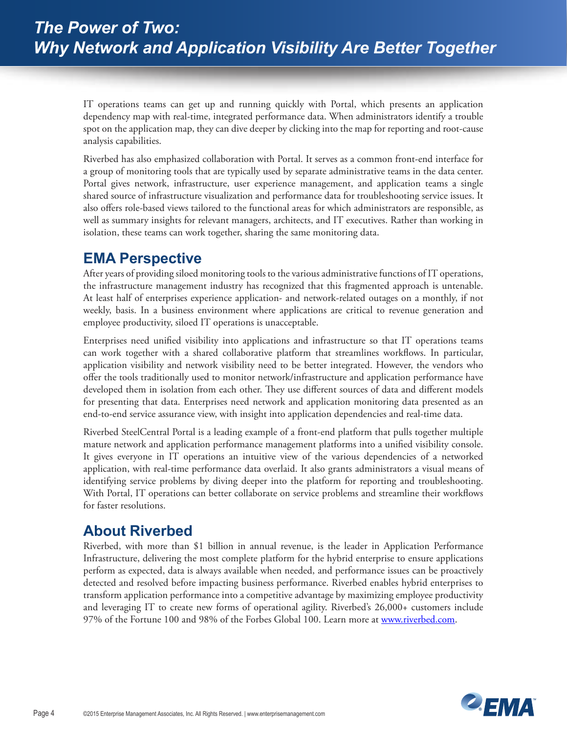IT operations teams can get up and running quickly with Portal, which presents an application dependency map with real-time, integrated performance data. When administrators identify a trouble spot on the application map, they can dive deeper by clicking into the map for reporting and root-cause analysis capabilities.

Riverbed has also emphasized collaboration with Portal. It serves as a common front-end interface for a group of monitoring tools that are typically used by separate administrative teams in the data center. Portal gives network, infrastructure, user experience management, and application teams a single shared source of infrastructure visualization and performance data for troubleshooting service issues. It also offers role-based views tailored to the functional areas for which administrators are responsible, as well as summary insights for relevant managers, architects, and IT executives. Rather than working in isolation, these teams can work together, sharing the same monitoring data.

## EMA Perspective

After years of providing siloed monitoring tools to the various administrative functions of IT operations, the infrastructure management industry has recognized that this fragmented approach is untenable. At least half of enterprises experience application- and network-related outages on a monthly, if not weekly, basis. In a business environment where applications are critical to revenue generation and employee productivity, siloed IT operations is unacceptable.

Enterprises need unified visibility into applications and infrastructure so that IT operations teams can work together with a shared collaborative platform that streamlines workflows. In particular, application visibility and network visibility need to be better integrated. However, the vendors who offer the tools traditionally used to monitor network/infrastructure and application performance have developed them in isolation from each other. They use different sources of data and different models for presenting that data. Enterprises need network and application monitoring data presented as an end-to-end service assurance view, with insight into application dependencies and real-time data.

Riverbed SteelCentral Portal is a leading example of a front-end platform that pulls together multiple mature network and application performance management platforms into a unified visibility console. It gives everyone in IT operations an intuitive view of the various dependencies of a networked application, with real-time performance data overlaid. It also grants administrators a visual means of identifying service problems by diving deeper into the platform for reporting and troubleshooting. With Portal, IT operations can better collaborate on service problems and streamline their workflows for faster resolutions.

## About Riverbed

Riverbed, with more than $1 billion in annual revenue, is the leader in Application Performance Infrastructure, delivering the most complete platform for the hybrid enterprise to ensure applications perform as expected, data is always available when needed, and performance issues can be proactively detected and resolved before impacting business performance. Riverbed enables hybrid enterprises to transform application performance into a competitive advantage by maximizing employee productivity and leveraging IT to create new forms of operational agility. Riverbed's 26,000+ customers include 97% of the Fortune 100 and 98% of the Forbes Global 100. Learn more at [www.riverbed.com](http://www.riverbed.com).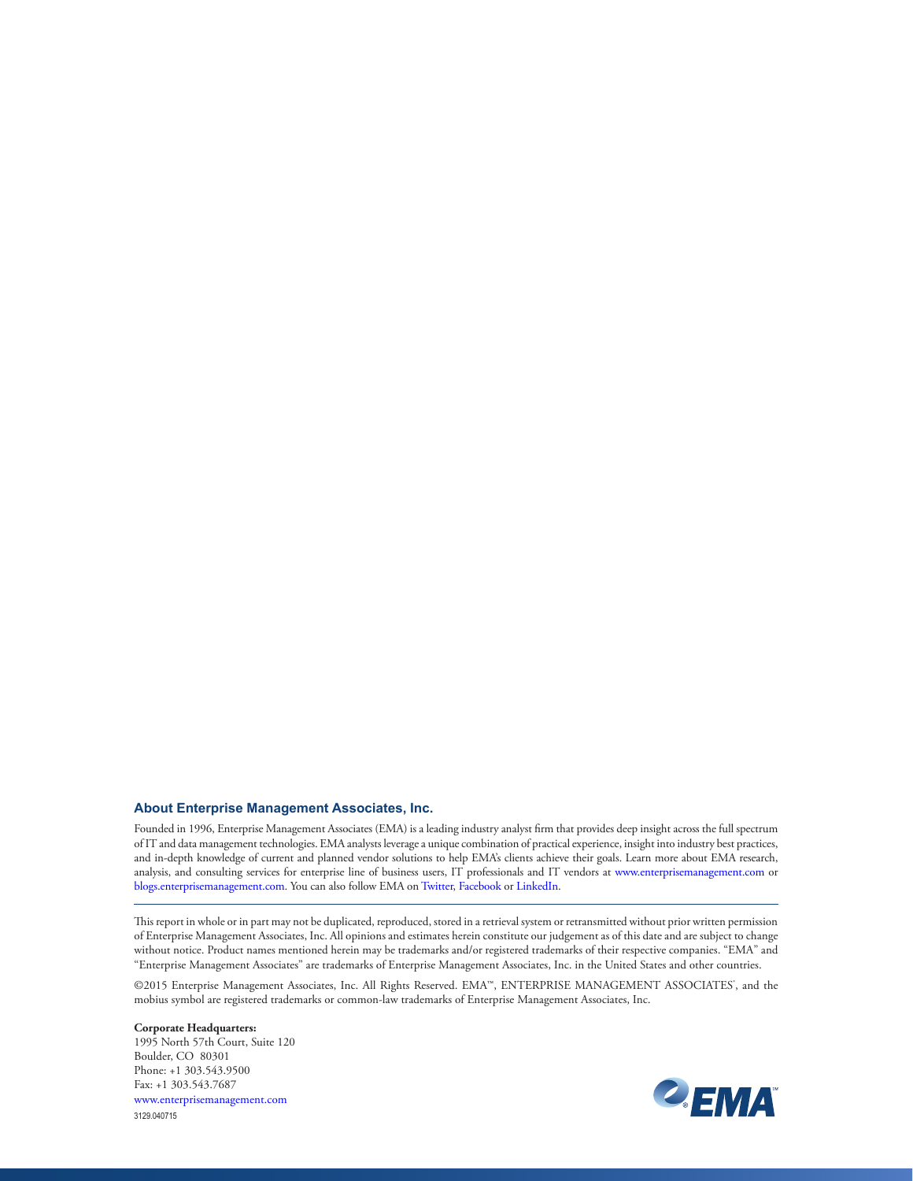## About Enterprise Management Associates, Inc.

Founded in 1996, Enterprise Management Associates (EMA) is a leading industry analyst firm that provides deep insight across the full spectrum of IT and data management technologies. EMA analysts leverage a unique combination of practical experience, insight into industry best practices, and in-depth knowledge of current and planned vendor solutions to help EMA's clients achieve their goals. Learn more about EMA research, analysis, and consulting services for enterprise line of business users, IT professionals and IT vendors at www.enterprisemanagement.com or blogs.enterprisemanagement.com. You can also follow EMA on Twitter, Facebook or LinkedIn.

---

This report in whole or in part may not be duplicated, reproduced, stored in a retrieval system or retransmitted without prior written permission of Enterprise Management Associates, Inc. All opinions and estimates herein constitute our judgement as of this date and are subject to change without notice. Product names mentioned herein may be trademarks and/or registered trademarks of their respective companies. "EMA" and "Enterprise Management Associates" are trademarks of Enterprise Management Associates, Inc. in the United States and other countries.

©2015 Enterprise Management Associates, Inc. All Rights Reserved. EMA™, ENTERPRISE MANAGEMENT ASSOCIATES®, and the mobius symbol are registered trademarks or common-law trademarks of Enterprise Management Associates, Inc.

**Corporate Headquarters:**
1995 North 57th Court, Suite 120
Boulder, CO 80301
Phone: +1 303.543.9500
Fax: +1 303.543.7687
www.enterprisemanagement.com
3129.040715